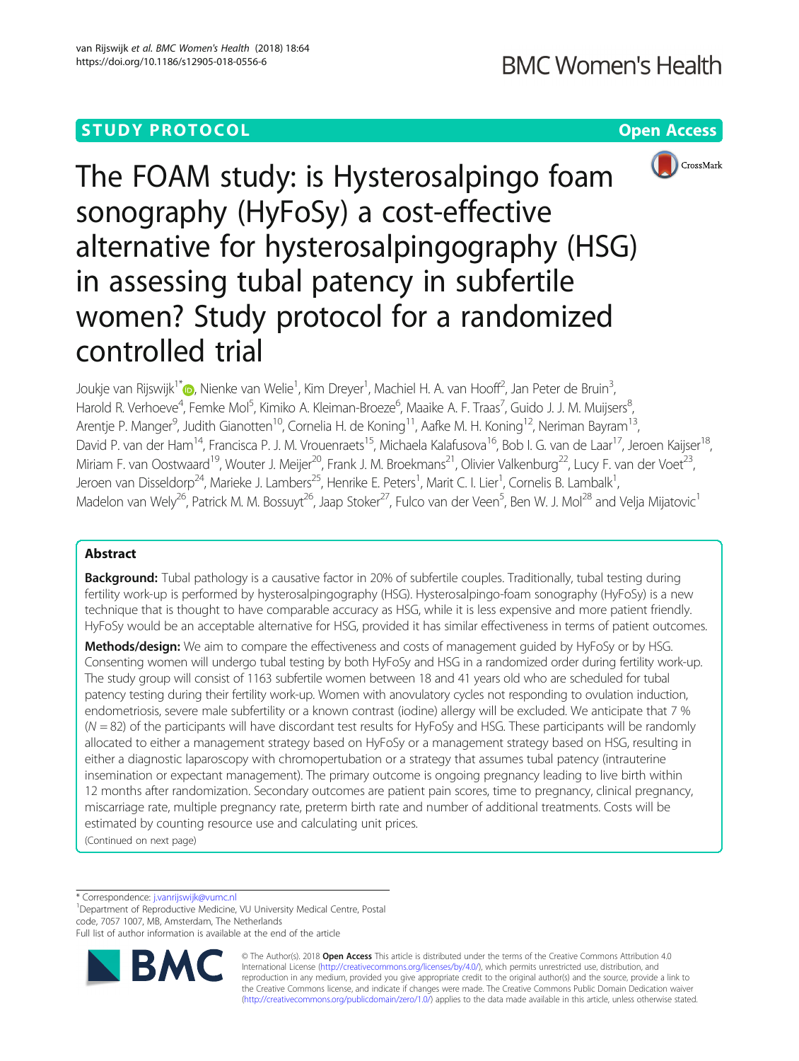STUDY PROTOCOL

Open Access

# The FOAM study: is Hysterosalpingo foam sonography (HyFoSy) a cost-effective alternative for hysterosalpingography (HSG) in assessing tubal patency in subfertile women? Study protocol for a randomized controlled trial

Joukje van Rijswijk[1*], Nienke van Welie[1], Kim Dreyer[1], Machiel H. A. van Hooff[2], Jan Peter de Bruin[3], Harold R. Verhoeve[4], Femke Mol[5], Kimiko A. Kleiman-Broeze[6], Maaike A. F. Traas[7], Guido J. J. M. Muijsers[8], Arentje P. Manger[9], Judith Gianotten[10], Cornelia H. de Koning[11], Aafke M. H. Koning[12], Neriman Bayram[13], David P. van der Ham[14], Francisca P. J. M. Vrouenraets[15], Michaela Kalafusova[16], Bob I. G. van de Laar[17], Jeroen Kaijser[18], Miriam F. van Oostwaard[19], Wouter J. Meijer[20], Frank J. M. Broekmans[21], Olivier Valkenburg[22], Lucy F. van der Voet[23], Jeroen van Disseldorp[24], Marieke J. Lambers[25], Henrike E. Peters[1], Marit C. I. Lier[1], Cornelis B. Lambalk[1], Madelon van Wely[26], Patrick M. M. Bossuyt[26], Jaap Stoker[27], Fulco van der Veen[5], Ben W. J. Mol[28] and Velja Mijatovic[1]

## Abstract

**Background:** Tubal pathology is a causative factor in 20% of subfertile couples. Traditionally, tubal testing during fertility work-up is performed by hysterosalpingography (HSG). Hysterosalpingo-foam sonography (HyFoSy) is a new technique that is thought to have comparable accuracy as HSG, while it is less expensive and more patient friendly. HyFoSy would be an acceptable alternative for HSG, provided it has similar effectiveness in terms of patient outcomes.

**Methods/design:** We aim to compare the effectiveness and costs of management guided by HyFoSy or by HSG. Consenting women will undergo tubal testing by both HyFoSy and HSG in a randomized order during fertility work-up. The study group will consist of 1163 subfertile women between 18 and 41 years old who are scheduled for tubal patency testing during their fertility work-up. Women with anovulatory cycles not responding to ovulation induction, endometriosis, severe male subfertility or a known contrast (iodine) allergy will be excluded. We anticipate that 7 % ($N = 82$) of the participants will have discordant test results for HyFoSy and HSG. These participants will be randomly allocated to either a management strategy based on HyFoSy or a management strategy based on HSG, resulting in either a diagnostic laparoscopy with chromopertubation or a strategy that assumes tubal patency (intrauterine insemination or expectant management). The primary outcome is ongoing pregnancy leading to live birth within 12 months after randomization. Secondary outcomes are patient pain scores, time to pregnancy, clinical pregnancy, miscarriage rate, multiple pregnancy rate, preterm birth rate and number of additional treatments. Costs will be estimated by counting resource use and calculating unit prices.

(Continued on next page)

* Correspondence: j.vanrijswijk@vumc.nl
[1]Department of Reproductive Medicine, VU University Medical Centre, Postal code, 7057 1007, MB, Amsterdam, The Netherlands
Full list of author information is available at the end of the article

© The Author(s). 2018 **Open Access** This article is distributed under the terms of the Creative Commons Attribution 4.0 International License (http://creativecommons.org/licenses/by/4.0/), which permits unrestricted use, distribution, and reproduction in any medium, provided you give appropriate credit to the original author(s) and the source, provide a link to the Creative Commons license, and indicate if changes were made. The Creative Commons Public Domain Dedication waiver (http://creativecommons.org/publicdomain/zero/1.0/) applies to the data made available in this article, unless otherwise stated.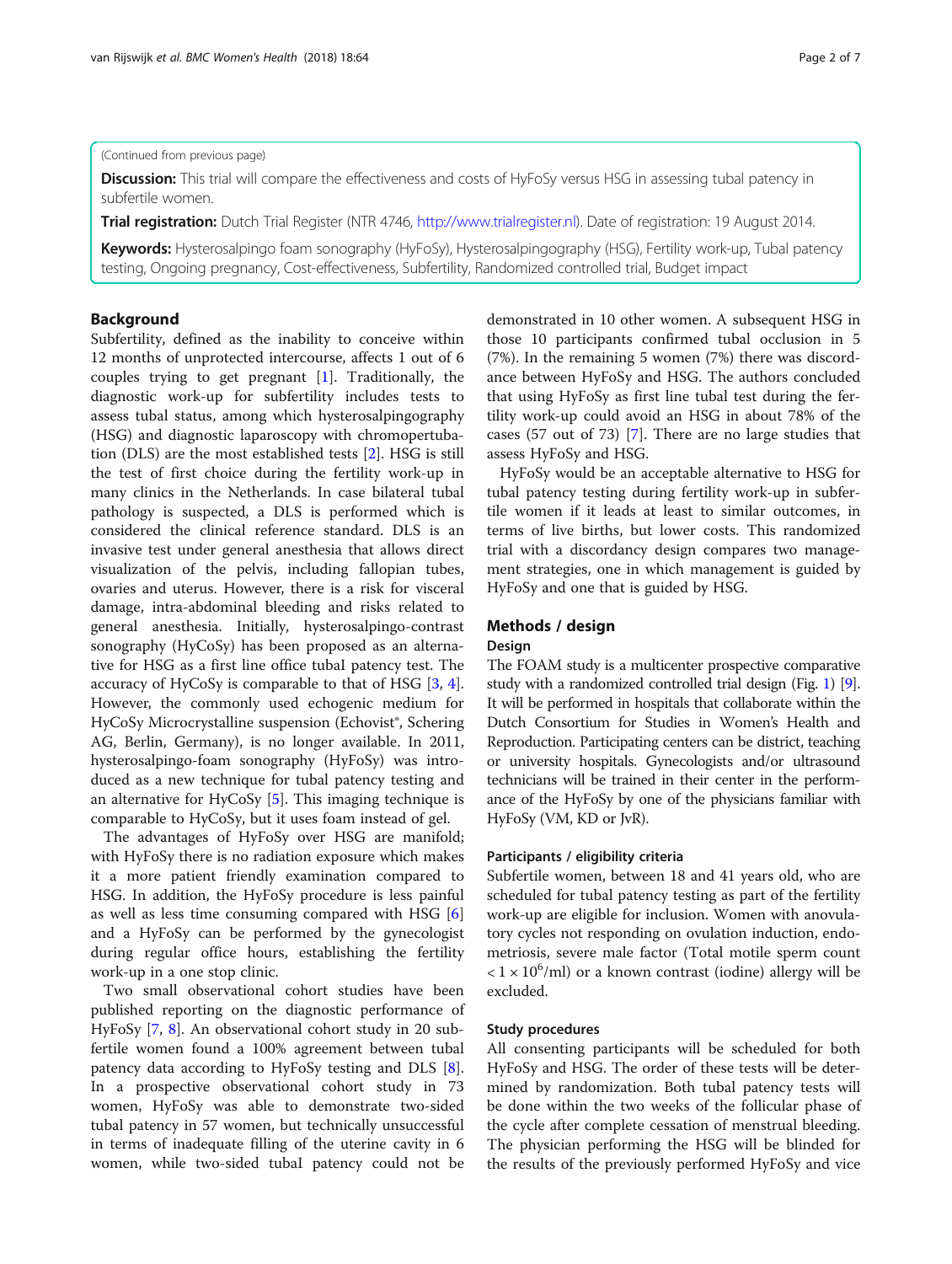(Continued from previous page)

**Discussion:** This trial will compare the effectiveness and costs of HyFoSy versus HSG in assessing tubal patency in subfertile women.

**Trial registration:** Dutch Trial Register (NTR 4746, http://www.trialregister.nl). Date of registration: 19 August 2014.

**Keywords:** Hysterosalpingo foam sonography (HyFoSy), Hysterosalpingography (HSG), Fertility work-up, Tubal patency testing, Ongoing pregnancy, Cost-effectiveness, Subfertility, Randomized controlled trial, Budget impact

## Background

Subfertility, defined as the inability to conceive within 12 months of unprotected intercourse, affects 1 out of 6 couples trying to get pregnant [1]. Traditionally, the diagnostic work-up for subfertility includes tests to assess tubal status, among which hysterosalpingography (HSG) and diagnostic laparoscopy with chromopertubation (DLS) are the most established tests [2]. HSG is still the test of first choice during the fertility work-up in many clinics in the Netherlands. In case bilateral tubal pathology is suspected, a DLS is performed which is considered the clinical reference standard. DLS is an invasive test under general anesthesia that allows direct visualization of the pelvis, including fallopian tubes, ovaries and uterus. However, there is a risk for visceral damage, intra-abdominal bleeding and risks related to general anesthesia. Initially, hysterosalpingo-contrast sonography (HyCoSy) has been proposed as an alternative for HSG as a first line office tubal patency test. The accuracy of HyCoSy is comparable to that of HSG [3, 4]. However, the commonly used echogenic medium for HyCoSy Microcrystalline suspension (Echovist®, Schering AG, Berlin, Germany), is no longer available. In 2011, hysterosalpingo-foam sonography (HyFoSy) was introduced as a new technique for tubal patency testing and an alternative for HyCoSy [5]. This imaging technique is comparable to HyCoSy, but it uses foam instead of gel.

The advantages of HyFoSy over HSG are manifold; with HyFoSy there is no radiation exposure which makes it a more patient friendly examination compared to HSG. In addition, the HyFoSy procedure is less painful as well as less time consuming compared with HSG [6] and a HyFoSy can be performed by the gynecologist during regular office hours, establishing the fertility work-up in a one stop clinic.

Two small observational cohort studies have been published reporting on the diagnostic performance of HyFoSy [7, 8]. An observational cohort study in 20 subfertile women found a 100% agreement between tubal patency data according to HyFoSy testing and DLS [8]. In a prospective observational cohort study in 73 women, HyFoSy was able to demonstrate two-sided tubal patency in 57 women, but technically unsuccessful in terms of inadequate filling of the uterine cavity in 6 women, while two-sided tubal patency could not be demonstrated in 10 other women. A subsequent HSG in those 10 participants confirmed tubal occlusion in 5 (7%). In the remaining 5 women (7%) there was discordance between HyFoSy and HSG. The authors concluded that using HyFoSy as first line tubal test during the fertility work-up could avoid an HSG in about 78% of the cases (57 out of 73) [7]. There are no large studies that assess HyFoSy and HSG.

HyFoSy would be an acceptable alternative to HSG for tubal patency testing during fertility work-up in subfertile women if it leads at least to similar outcomes, in terms of live births, but lower costs. This randomized trial with a discordancy design compares two management strategies, one in which management is guided by HyFoSy and one that is guided by HSG.

## Methods / design

### Design

The FOAM study is a multicenter prospective comparative study with a randomized controlled trial design (Fig. 1) [9]. It will be performed in hospitals that collaborate within the Dutch Consortium for Studies in Women's Health and Reproduction. Participating centers can be district, teaching or university hospitals. Gynecologists and/or ultrasound technicians will be trained in their center in the performance of the HyFoSy by one of the physicians familiar with HyFoSy (VM, KD or JvR).

### Participants / eligibility criteria

Subfertile women, between 18 and 41 years old, who are scheduled for tubal patency testing as part of the fertility work-up are eligible for inclusion. Women with anovulatory cycles not responding on ovulation induction, endometriosis, severe male factor (Total motile sperm count $< 1 \times 10^6$/ml) or a known contrast (iodine) allergy will be excluded.

### Study procedures

All consenting participants will be scheduled for both HyFoSy and HSG. The order of these tests will be determined by randomization. Both tubal patency tests will be done within the two weeks of the follicular phase of the cycle after complete cessation of menstrual bleeding. The physician performing the HSG will be blinded for the results of the previously performed HyFoSy and vice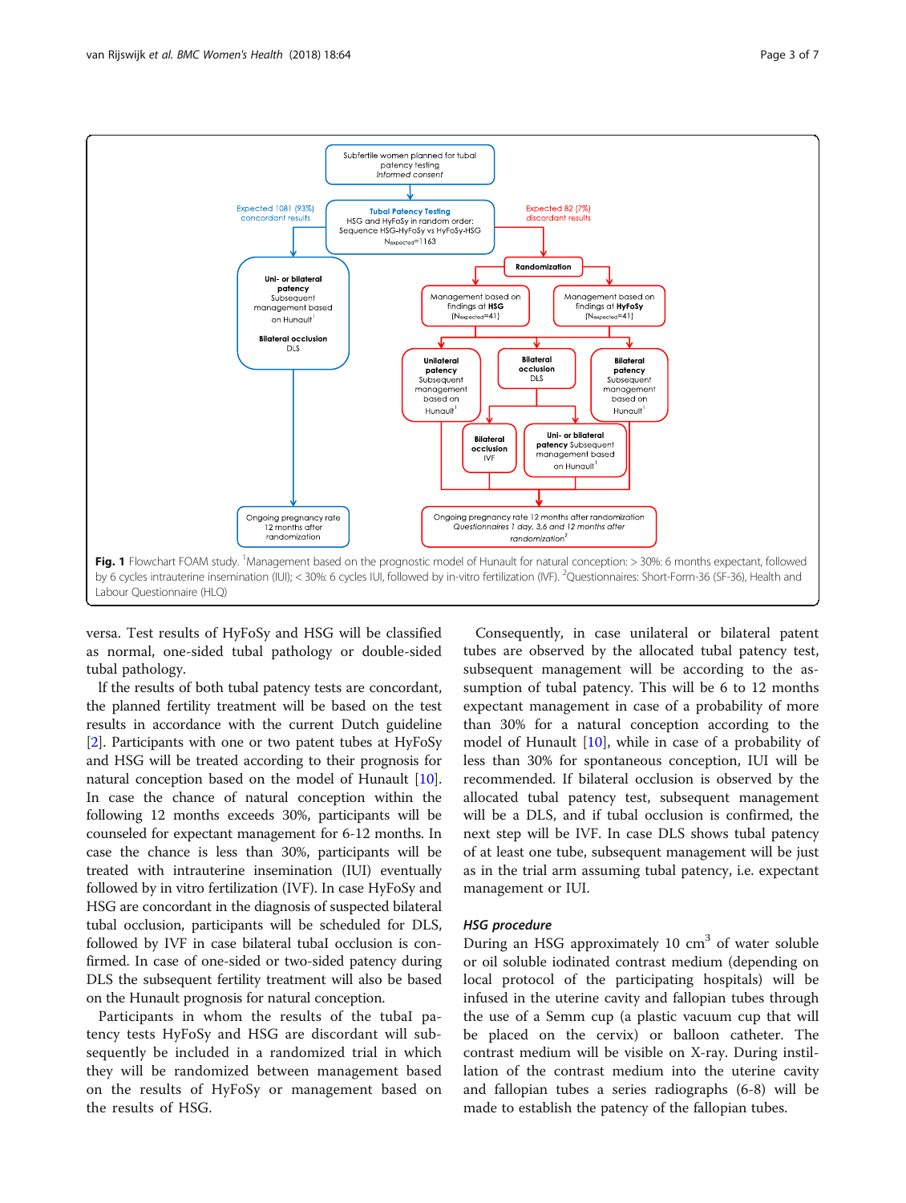**Fig. 1** Flowchart FOAM study. [1]Management based on the prognostic model of Hunault for natural conception: > 30%: 6 months expectant, followed by 6 cycles intrauterine insemination (IUI); < 30%: 6 cycles IUI, followed by in-vitro fertilization (IVF). [2]Questionnaires: Short-Form-36 (SF-36), Health and Labour Questionnaire (HLQ)

versa. Test results of HyFoSy and HSG will be classified as normal, one-sided tubal pathology or double-sided tubal pathology.

If the results of both tubal patency tests are concordant, the planned fertility treatment will be based on the test results in accordance with the current Dutch guideline [2]. Participants with one or two patent tubes at HyFoSy and HSG will be treated according to their prognosis for natural conception based on the model of Hunault [10]. In case the chance of natural conception within the following 12 months exceeds 30%, participants will be counseled for expectant management for 6-12 months. In case the chance is less than 30%, participants will be treated with intrauterine insemination (IUI) eventually followed by in vitro fertilization (IVF). In case HyFoSy and HSG are concordant in the diagnosis of suspected bilateral tubal occlusion, participants will be scheduled for DLS, followed by IVF in case bilateral tubal occlusion is confirmed. In case of one-sided or two-sided patency during DLS the subsequent fertility treatment will also be based on the Hunault prognosis for natural conception.

Participants in whom the results of the tubal patency tests HyFoSy and HSG are discordant will subsequently be included in a randomized trial in which they will be randomized between management based on the results of HyFoSy or management based on the results of HSG.

Consequently, in case unilateral or bilateral patent tubes are observed by the allocated tubal patency test, subsequent management will be according to the assumption of tubal patency. This will be 6 to 12 months expectant management in case of a probability of more than 30% for a natural conception according to the model of Hunault [10], while in case of a probability of less than 30% for spontaneous conception, IUI will be recommended. If bilateral occlusion is observed by the allocated tubal patency test, subsequent management will be a DLS, and if tubal occlusion is confirmed, the next step will be IVF. In case DLS shows tubal patency of at least one tube, subsequent management will be just as in the trial arm assuming tubal patency, i.e. expectant management or IUI.

### *HSG procedure*

During an HSG approximately 10 $cm^3$ of water soluble or oil soluble iodinated contrast medium (depending on local protocol of the participating hospitals) will be infused in the uterine cavity and fallopian tubes through the use of a Semm cup (a plastic vacuum cup that will be placed on the cervix) or balloon catheter. The contrast medium will be visible on X-ray. During instillation of the contrast medium into the uterine cavity and fallopian tubes a series radiographs (6-8) will be made to establish the patency of the fallopian tubes.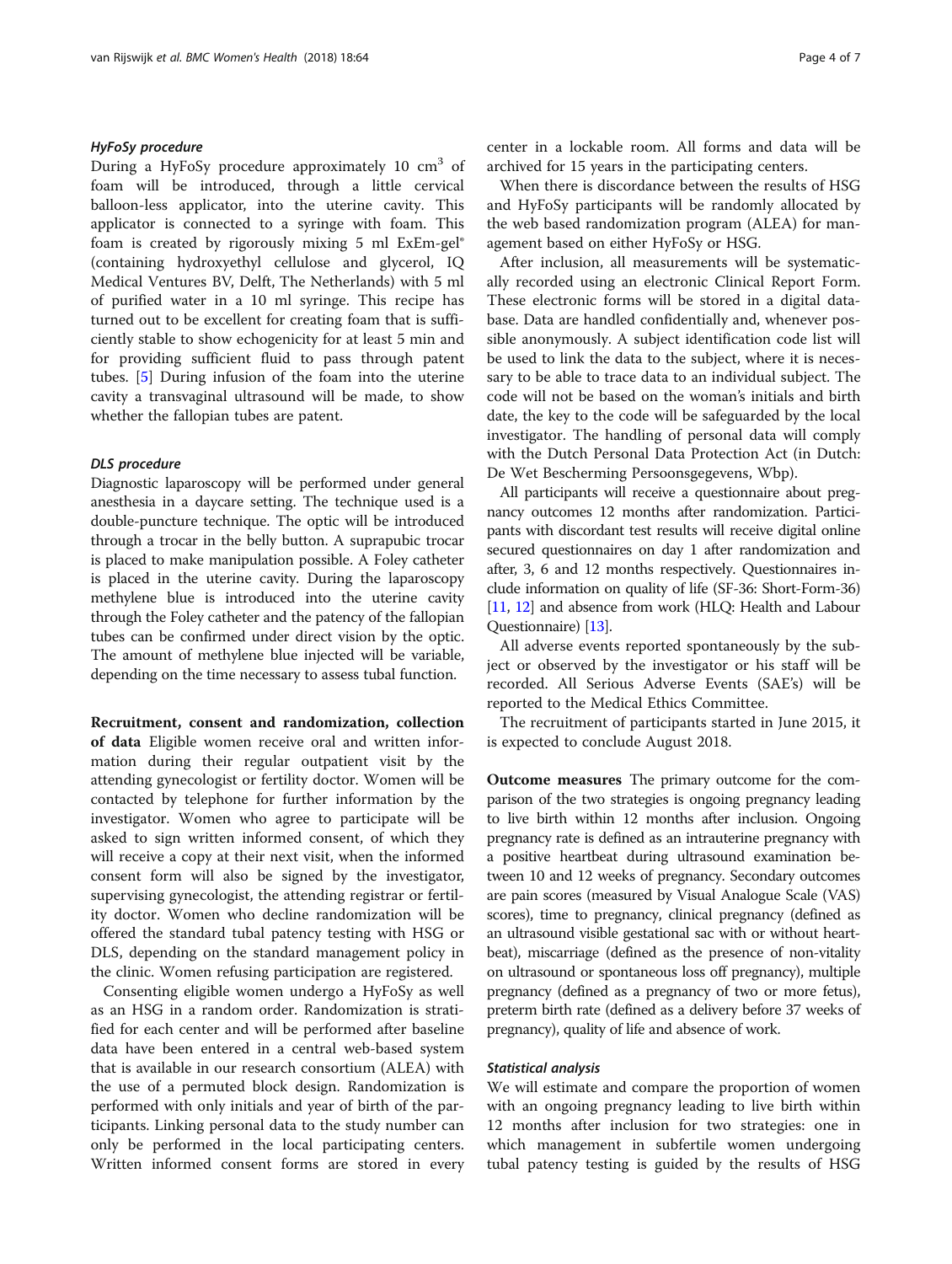### *HyFoSy procedure*

During a HyFoSy procedure approximately 10 $cm^3$ of foam will be introduced, through a little cervical balloon-less applicator, into the uterine cavity. This applicator is connected to a syringe with foam. This foam is created by rigorously mixing 5 ml ExEm-gel® (containing hydroxyethyl cellulose and glycerol, IQ Medical Ventures BV, Delft, The Netherlands) with 5 ml of purified water in a 10 ml syringe. This recipe has turned out to be excellent for creating foam that is sufficiently stable to show echogenicity for at least 5 min and for providing sufficient fluid to pass through patent tubes. [5] During infusion of the foam into the uterine cavity a transvaginal ultrasound will be made, to show whether the fallopian tubes are patent.

### *DLS procedure*

Diagnostic laparoscopy will be performed under general anesthesia in a daycare setting. The technique used is a double-puncture technique. The optic will be introduced through a trocar in the belly button. A suprapubic trocar is placed to make manipulation possible. A Foley catheter is placed in the uterine cavity. During the laparoscopy methylene blue is introduced into the uterine cavity through the Foley catheter and the patency of the fallopian tubes can be confirmed under direct vision by the optic. The amount of methylene blue injected will be variable, depending on the time necessary to assess tubal function.

**Recruitment, consent and randomization, collection of data** Eligible women receive oral and written information during their regular outpatient visit by the attending gynecologist or fertility doctor. Women will be contacted by telephone for further information by the investigator. Women who agree to participate will be asked to sign written informed consent, of which they will receive a copy at their next visit, when the informed consent form will also be signed by the investigator, supervising gynecologist, the attending registrar or fertility doctor. Women who decline randomization will be offered the standard tubal patency testing with HSG or DLS, depending on the standard management policy in the clinic. Women refusing participation are registered.

Consenting eligible women undergo a HyFoSy as well as an HSG in a random order. Randomization is stratified for each center and will be performed after baseline data have been entered in a central web-based system that is available in our research consortium (ALEA) with the use of a permuted block design. Randomization is performed with only initials and year of birth of the participants. Linking personal data to the study number can only be performed in the local participating centers. Written informed consent forms are stored in every center in a lockable room. All forms and data will be archived for 15 years in the participating centers.

When there is discordance between the results of HSG and HyFoSy participants will be randomly allocated by the web based randomization program (ALEA) for management based on either HyFoSy or HSG.

After inclusion, all measurements will be systematically recorded using an electronic Clinical Report Form. These electronic forms will be stored in a digital database. Data are handled confidentially and, whenever possible anonymously. A subject identification code list will be used to link the data to the subject, where it is necessary to be able to trace data to an individual subject. The code will not be based on the woman's initials and birth date, the key to the code will be safeguarded by the local investigator. The handling of personal data will comply with the Dutch Personal Data Protection Act (in Dutch: De Wet Bescherming Persoonsgegevens, Wbp).

All participants will receive a questionnaire about pregnancy outcomes 12 months after randomization. Participants with discordant test results will receive digital online secured questionnaires on day 1 after randomization and after, 3, 6 and 12 months respectively. Questionnaires include information on quality of life (SF-36: Short-Form-36) [11, 12] and absence from work (HLQ: Health and Labour Questionnaire) [13].

All adverse events reported spontaneously by the subject or observed by the investigator or his staff will be recorded. All Serious Adverse Events (SAE's) will be reported to the Medical Ethics Committee.

The recruitment of participants started in June 2015, it is expected to conclude August 2018.

**Outcome measures** The primary outcome for the comparison of the two strategies is ongoing pregnancy leading to live birth within 12 months after inclusion. Ongoing pregnancy rate is defined as an intrauterine pregnancy with a positive heartbeat during ultrasound examination between 10 and 12 weeks of pregnancy. Secondary outcomes are pain scores (measured by Visual Analogue Scale (VAS) scores), time to pregnancy, clinical pregnancy (defined as an ultrasound visible gestational sac with or without heartbeat), miscarriage (defined as the presence of non-vitality on ultrasound or spontaneous loss off pregnancy), multiple pregnancy (defined as a pregnancy of two or more fetus), preterm birth rate (defined as a delivery before 37 weeks of pregnancy), quality of life and absence of work.

### *Statistical analysis*

We will estimate and compare the proportion of women with an ongoing pregnancy leading to live birth within 12 months after inclusion for two strategies: one in which management in subfertile women undergoing tubal patency testing is guided by the results of HSG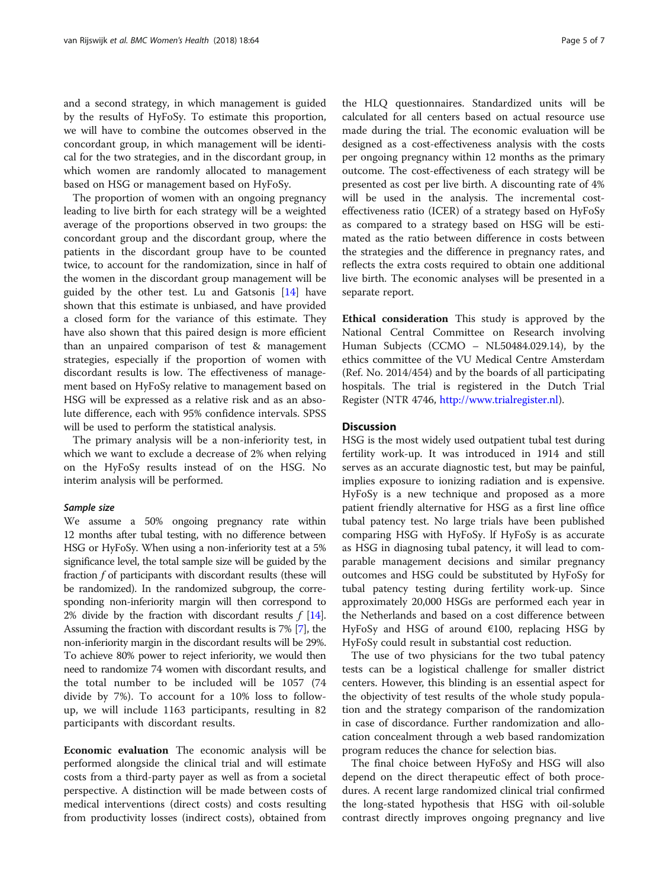and a second strategy, in which management is guided by the results of HyFoSy. To estimate this proportion, we will have to combine the outcomes observed in the concordant group, in which management will be identical for the two strategies, and in the discordant group, in which women are randomly allocated to management based on HSG or management based on HyFoSy.

The proportion of women with an ongoing pregnancy leading to live birth for each strategy will be a weighted average of the proportions observed in two groups: the concordant group and the discordant group, where the patients in the discordant group have to be counted twice, to account for the randomization, since in half of the women in the discordant group management will be guided by the other test. Lu and Gatsonis [14] have shown that this estimate is unbiased, and have provided a closed form for the variance of this estimate. They have also shown that this paired design is more efficient than an unpaired comparison of test & management strategies, especially if the proportion of women with discordant results is low. The effectiveness of management based on HyFoSy relative to management based on HSG will be expressed as a relative risk and as an absolute difference, each with 95% confidence intervals. SPSS will be used to perform the statistical analysis.

The primary analysis will be a non-inferiority test, in which we want to exclude a decrease of 2% when relying on the HyFoSy results instead of on the HSG. No interim analysis will be performed.

#### *Sample size*

We assume a 50% ongoing pregnancy rate within 12 months after tubal testing, with no difference between HSG or HyFoSy. When using a non-inferiority test at a 5% significance level, the total sample size will be guided by the fraction $f$ of participants with discordant results (these will be randomized). In the randomized subgroup, the corresponding non-inferiority margin will then correspond to 2% divide by the fraction with discordant results $f$ [14]. Assuming the fraction with discordant results is 7% [7], the non-inferiority margin in the discordant results will be 29%. To achieve 80% power to reject inferiority, we would then need to randomize 74 women with discordant results, and the total number to be included will be 1057 (74 divide by 7%). To account for a 10% loss to follow-up, we will include 1163 participants, resulting in 82 participants with discordant results.

**Economic evaluation** The economic analysis will be performed alongside the clinical trial and will estimate costs from a third-party payer as well as from a societal perspective. A distinction will be made between costs of medical interventions (direct costs) and costs resulting from productivity losses (indirect costs), obtained from the HLQ questionnaires. Standardized units will be calculated for all centers based on actual resource use made during the trial. The economic evaluation will be designed as a cost-effectiveness analysis with the costs per ongoing pregnancy within 12 months as the primary outcome. The cost-effectiveness of each strategy will be presented as cost per live birth. A discounting rate of 4% will be used in the analysis. The incremental cost-effectiveness ratio (ICER) of a strategy based on HyFoSy as compared to a strategy based on HSG will be estimated as the ratio between difference in costs between the strategies and the difference in pregnancy rates, and reflects the extra costs required to obtain one additional live birth. The economic analyses will be presented in a separate report.

**Ethical consideration** This study is approved by the National Central Committee on Research involving Human Subjects (CCMO – NL50484.029.14), by the ethics committee of the VU Medical Centre Amsterdam (Ref. No. 2014/454) and by the boards of all participating hospitals. The trial is registered in the Dutch Trial Register (NTR 4746, http://www.trialregister.nl).

## Discussion

HSG is the most widely used outpatient tubal test during fertility work-up. It was introduced in 1914 and still serves as an accurate diagnostic test, but may be painful, implies exposure to ionizing radiation and is expensive. HyFoSy is a new technique and proposed as a more patient friendly alternative for HSG as a first line office tubal patency test. No large trials have been published comparing HSG with HyFoSy. If HyFoSy is as accurate as HSG in diagnosing tubal patency, it will lead to comparable management decisions and similar pregnancy outcomes and HSG could be substituted by HyFoSy for tubal patency testing during fertility work-up. Since approximately 20,000 HSGs are performed each year in the Netherlands and based on a cost difference between HyFoSy and HSG of around €100, replacing HSG by HyFoSy could result in substantial cost reduction.

The use of two physicians for the two tubal patency tests can be a logistical challenge for smaller district centers. However, this blinding is an essential aspect for the objectivity of test results of the whole study population and the strategy comparison of the randomization in case of discordance. Further randomization and allocation concealment through a web based randomization program reduces the chance for selection bias.

The final choice between HyFoSy and HSG will also depend on the direct therapeutic effect of both procedures. A recent large randomized clinical trial confirmed the long-stated hypothesis that HSG with oil-soluble contrast directly improves ongoing pregnancy and live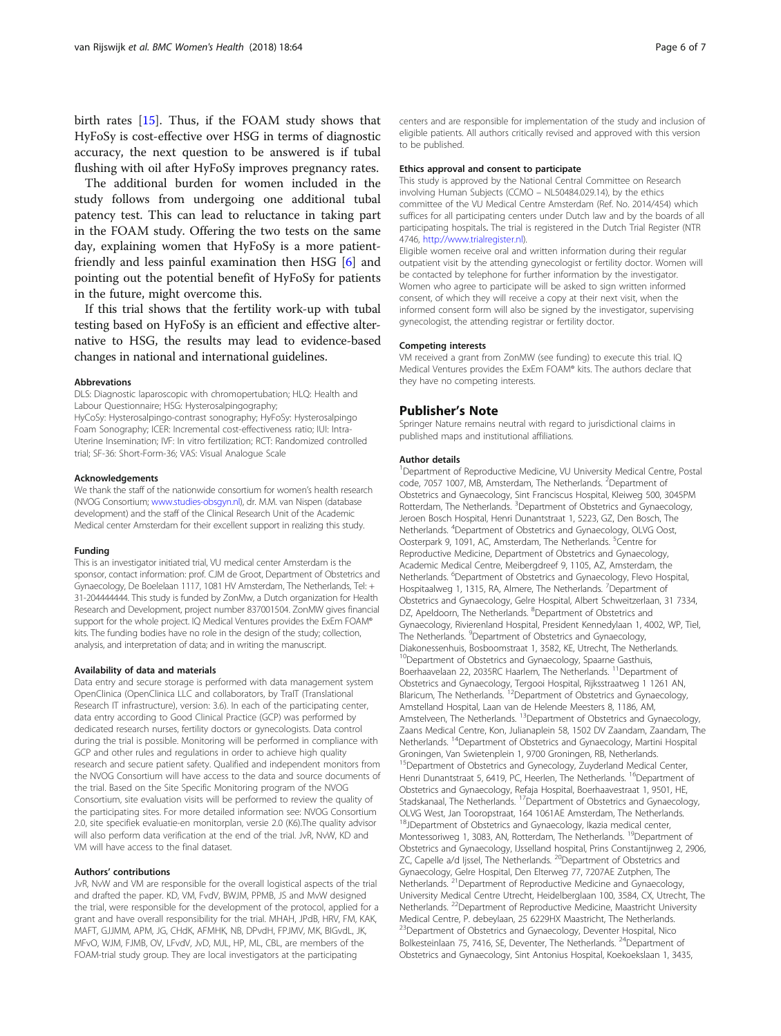birth rates [15]. Thus, if the FOAM study shows that HyFoSy is cost-effective over HSG in terms of diagnostic accuracy, the next question to be answered is if tubal flushing with oil after HyFoSy improves pregnancy rates.

The additional burden for women included in the study follows from undergoing one additional tubal patency test. This can lead to reluctance in taking part in the FOAM study. Offering the two tests on the same day, explaining women that HyFoSy is a more patient-friendly and less painful examination then HSG [6] and pointing out the potential benefit of HyFoSy for patients in the future, might overcome this.

If this trial shows that the fertility work-up with tubal testing based on HyFoSy is an efficient and effective alternative to HSG, the results may lead to evidence-based changes in national and international guidelines.

#### Abbrevations

DLS: Diagnostic laparoscopic with chromopertubation; HLQ: Health and Labour Questionnaire; HSG: Hysterosalpingography; HyCoSy: Hysterosalpingo-contrast sonography; HyFoSy: Hysterosalpingo Foam Sonography; ICER: Incremental cost-effectiveness ratio; IUI: Intra-Uterine Insemination; IVF: In vitro fertilization; RCT: Randomized controlled trial; SF-36: Short-Form-36; VAS: Visual Analogue Scale

#### Acknowledgements

We thank the staff of the nationwide consortium for women's health research (NVOG Consortium; www.studies-obsgyn.nl), dr. M.M. van Nispen (database development) and the staff of the Clinical Research Unit of the Academic Medical center Amsterdam for their excellent support in realizing this study.

#### Funding

This is an investigator initiated trial, VU medical center Amsterdam is the sponsor, contact information: prof. CJM de Groot, Department of Obstetrics and Gynaecology, De Boelelaan 1117, 1081 HV Amsterdam, The Netherlands, Tel: + 31-204444444. This study is funded by ZonMw, a Dutch organization for Health Research and Development, project number 837001504. ZonMW gives financial support for the whole project. IQ Medical Ventures provides the ExEm FOAM® kits. The funding bodies have no role in the design of the study; collection, analysis, and interpretation of data; and in writing the manuscript.

#### Availability of data and materials

Data entry and secure storage is performed with data management system OpenClinica (OpenClinica LLC and collaborators, by TraIT (Translational Research IT infrastructure), version: 3.6). In each of the participating center, data entry according to Good Clinical Practice (GCP) is performed by dedicated research nurses, fertility doctors or gynecologists. Data control during the trial is possible. Monitoring will be performed in compliance with GCP and other rules and regulations in order to achieve high quality research and secure patient safety. Qualified and independent monitors from the NVOG Consortium will have access to the data and source documents of the trial. Based on the Site Specific Monitoring program of the NVOG Consortium, site evaluation visits will be performed to review the quality of the participating sites. For more detailed information see: NVOG Consortium 2.0, site specifiek evaluatie-en monitorplan, versie 2.0 (K6).The quality advisor will also perform data verification at the end of the trial. JvR, NvW, KD and VM will have access to the final dataset.

#### Authors' contributions

JvR, NvW and VM are responsible for the overall logistical aspects of the trial and drafted the paper. KD, VM, FvdV, BWJM, PPMB, JS and MvW designed the trial, were responsible for the development of the protocol, applied for a grant and have overall responsibility for the trial. MHAH, JPdB, HRV, FM, KAK, MAFT, GJJMM, APM, JG, CHdK, AFMHK, NB, DPvdH, FPJMV, MK, BIGvdL, JK, MFvO, WJM, FJMB, OV, LFvdV, JvD, MJL, HP, ML, CBL, are members of the FOAM-trial study group. They are local investigators at the participating centers and are responsible for implementation of the study and inclusion of eligible patients. All authors critically revised and approved with this version to be published.

#### Ethics approval and consent to participate

This study is approved by the National Central Committee on Research involving Human Subjects (CCMO – NL50484.029.14), by the ethics committee of the VU Medical Centre Amsterdam (Ref. No. 2014/454) which suffices for all participating centers under Dutch law and by the boards of all participating hospitals. The trial is registered in the Dutch Trial Register (NTR 4746, http://www.trialregister.nl).

Eligible women receive oral and written information during their regular outpatient visit by the attending gynecologist or fertility doctor. Women will be contacted by telephone for further information by the investigator. Women who agree to participate will be asked to sign written informed consent, of which they will receive a copy at their next visit, when the informed consent form will also be signed by the investigator, supervising gynecologist, the attending registrar or fertility doctor.

#### Competing interests

VM received a grant from ZonMW (see funding) to execute this trial. IQ Medical Ventures provides the ExEm FOAM® kits. The authors declare that they have no competing interests.

## Publisher's Note

Springer Nature remains neutral with regard to jurisdictional claims in published maps and institutional affiliations.

#### Author details

[1]Department of Reproductive Medicine, VU University Medical Centre, Postal code, 7057 1007, MB, Amsterdam, The Netherlands. [2]Department of Obstetrics and Gynaecology, Sint Franciscus Hospital, Kleiweg 500, 3045PM Rotterdam, The Netherlands. [3]Department of Obstetrics and Gynaecology, Jeroen Bosch Hospital, Henri Dunantstraat 1, 5223, GZ, Den Bosch, The Netherlands. [4]Department of Obstetrics and Gynaecology, OLVG Oost, Oosterpark 9, 1091, AC, Amsterdam, The Netherlands. [5]Centre for Reproductive Medicine, Department of Obstetrics and Gynaecology, Academic Medical Centre, Meibergdreef 9, 1105, AZ, Amsterdam, the Netherlands. [6]Department of Obstetrics and Gynaecology, Flevo Hospital, Hospitaalweg 1, 1315, RA, Almere, The Netherlands. [7]Department of Obstetrics and Gynaecology, Gelre Hospital, Albert Schweitzerlaan, 31 7334, DZ, Apeldoorn, The Netherlands. [8]Department of Obstetrics and Gynaecology, Rivierenland Hospital, President Kennedylaan 1, 4002, WP, Tiel, The Netherlands. [9]Department of Obstetrics and Gynaecology, Diakonessenhuis, Bosboomstraat 1, 3582, KE, Utrecht, The Netherlands. [10]Department of Obstetrics and Gynaecology, Spaarne Gasthuis, Boerhaavelaan 22, 2035RC Haarlem, The Netherlands. [11]Department of Obstetrics and Gynaecology, Tergooi Hospital, Rijksstraatweg 1 1261 AN, Blaricum, The Netherlands. [12]Department of Obstetrics and Gynaecology, Amstelland Hospital, Laan van de Helende Meesters 8, 1186, AM, Amstelveen, The Netherlands. [13]Department of Obstetrics and Gynaecology, Zaans Medical Centre, Kon, Julianaplein 58, 1502 DV Zaandam, Zaandam, The Netherlands. [14]Department of Obstetrics and Gynaecology, Martini Hospital Groningen, Van Swietenplein 1, 9700 Groningen, RB, Netherlands. [15]Department of Obstetrics and Gynecology, Zuyderland Medical Center, Henri Dunantstraat 5, 6419, PC, Heerlen, The Netherlands. [16]Department of Obstetrics and Gynaecology, Refaja Hospital, Boerhaavestraat 1, 9501, HE, Stadskanaal, The Netherlands. [17]Department of Obstetrics and Gynaecology, OLVG West, Jan Tooropstraat, 164 1061AE Amsterdam, The Netherlands. [18]JDepartment of Obstetrics and Gynaecology, Ikazia medical center, Montessoriweg 1, 3083, AN, Rotterdam, The Netherlands. [19]Department of Obstetrics and Gynaecology, IJsselland hospital, Prins Constantijnweg 2, 2906, ZC, Capelle a/d Ijssel, The Netherlands. [20]Department of Obstetrics and Gynaecology, Gelre Hospital, Den Elterweg 77, 7207AE Zutphen, The Netherlands. [21]Department of Reproductive Medicine and Gynaecology, University Medical Centre Utrecht, Heidelberglaan 100, 3584, CX, Utrecht, The Netherlands. [22]Department of Reproductive Medicine, Maastricht University Medical Centre, P. debeylaan, 25 6229HX Maastricht, The Netherlands. [23]Department of Obstetrics and Gynaecology, Deventer Hospital, Nico Bolkesteinlaan 75, 7416, SE, Deventer, The Netherlands. [24]Department of Obstetrics and Gynaecology, Sint Antonius Hospital, Koekoekslaan 1, 3435,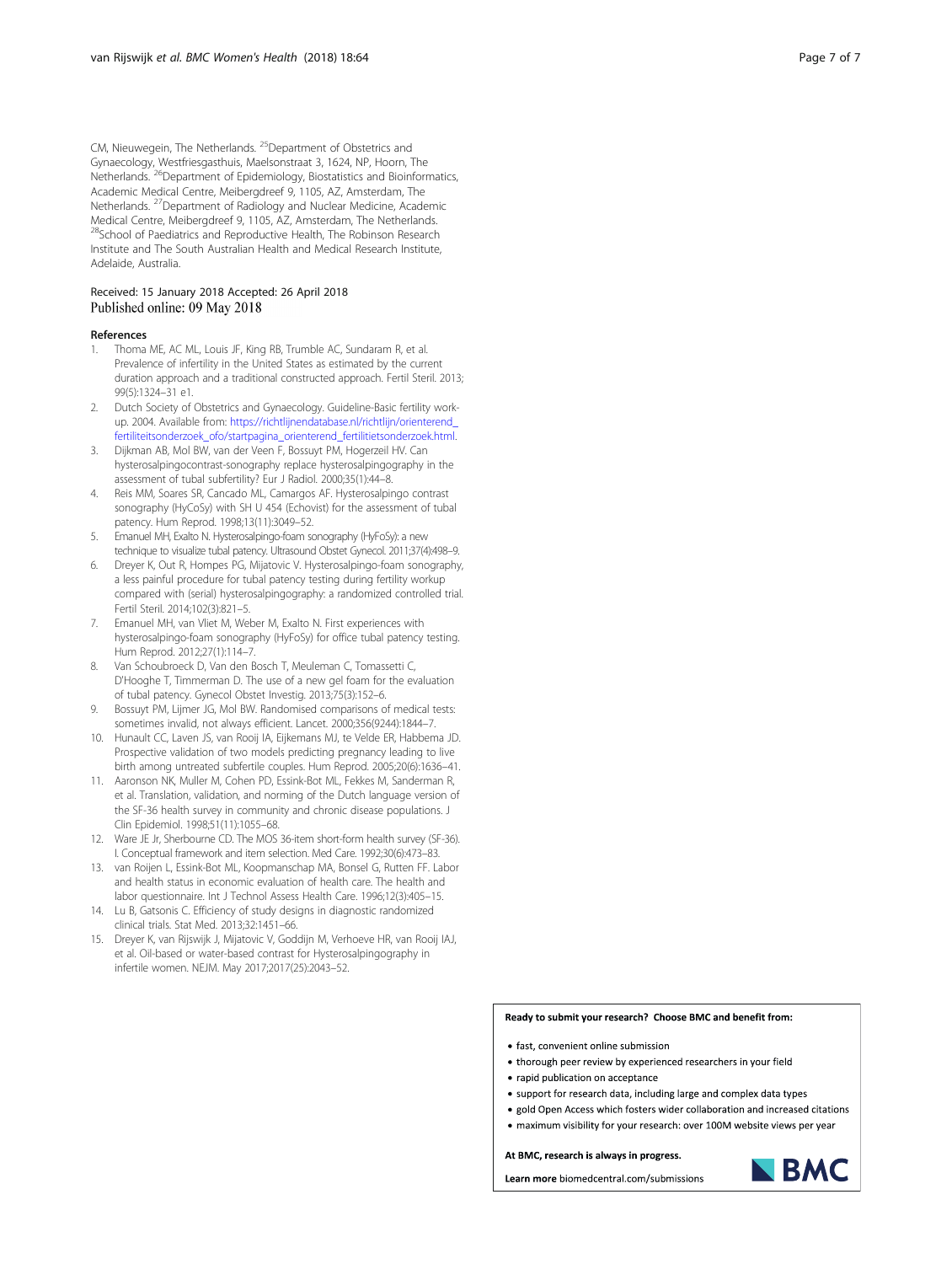CM, Nieuwegein, The Netherlands. [25]Department of Obstetrics and Gynaecology, Westfriesgasthuis, Maelsonstraat 3, 1624, NP, Hoorn, The Netherlands. [26]Department of Epidemiology, Biostatistics and Bioinformatics, Academic Medical Centre, Meibergdreef 9, 1105, AZ, Amsterdam, The Netherlands. [27]Department of Radiology and Nuclear Medicine, Academic Medical Centre, Meibergdreef 9, 1105, AZ, Amsterdam, The Netherlands. [28]School of Paediatrics and Reproductive Health, The Robinson Research Institute and The South Australian Health and Medical Research Institute, Adelaide, Australia.

Received: 15 January 2018 Accepted: 26 April 2018
Published online: 09 May 2018

## References

1. Thoma ME, AC ML, Louis JF, King RB, Trumble AC, Sundaram R, et al. Prevalence of infertility in the United States as estimated by the current duration approach and a traditional constructed approach. Fertil Steril. 2013; 99(5):1324–31 e1.
2. Dutch Society of Obstetrics and Gynaecology. Guideline-Basic fertility work-up. 2004. Available from: https://richtlijnendatabase.nl/richtlijn/orienterend_fertiliteitsonderzoek_ofo/startpagina_orienterend_fertilitietsonderzoek.html.
3. Dijkman AB, Mol BW, van der Veen F, Bossuyt PM, Hogerzeil HV. Can hysterosalpingocontrast-sonography replace hysterosalpingography in the assessment of tubal subfertility? Eur J Radiol. 2000;35(1):44–8.
4. Reis MM, Soares SR, Cancado ML, Camargos AF. Hysterosalpingo contrast sonography (HyCoSy) with SH U 454 (Echovist) for the assessment of tubal patency. Hum Reprod. 1998;13(11):3049–52.
5. Emanuel MH, Exalto N. Hysterosalpingo-foam sonography (HyFoSy): a new technique to visualize tubal patency. Ultrasound Obstet Gynecol. 2011;37(4):498–9.
6. Dreyer K, Out R, Hompes PG, Mijatovic V. Hysterosalpingo-foam sonography, a less painful procedure for tubal patency testing during fertility workup compared with (serial) hysterosalpingography: a randomized controlled trial. Fertil Steril. 2014;102(3):821–5.
7. Emanuel MH, van Vliet M, Weber M, Exalto N. First experiences with hysterosalpingo-foam sonography (HyFoSy) for office tubal patency testing. Hum Reprod. 2012;27(1):114–7.
8. Van Schoubroeck D, Van den Bosch T, Meuleman C, Tomassetti C, D'Hooghe T, Timmerman D. The use of a new gel foam for the evaluation of tubal patency. Gynecol Obstet Investig. 2013;75(3):152–6.
9. Bossuyt PM, Lijmer JG, Mol BW. Randomised comparisons of medical tests: sometimes invalid, not always efficient. Lancet. 2000;356(9244):1844–7.
10. Hunault CC, Laven JS, van Rooij IA, Eijkemans MJ, te Velde ER, Habbema JD. Prospective validation of two models predicting pregnancy leading to live birth among untreated subfertile couples. Hum Reprod. 2005;20(6):1636–41.
11. Aaronson NK, Muller M, Cohen PD, Essink-Bot ML, Fekkes M, Sanderman R, et al. Translation, validation, and norming of the Dutch language version of the SF-36 health survey in community and chronic disease populations. J Clin Epidemiol. 1998;51(11):1055–68.
12. Ware JE Jr, Sherbourne CD. The MOS 36-item short-form health survey (SF-36). I. Conceptual framework and item selection. Med Care. 1992;30(6):473–83.
13. van Roijen L, Essink-Bot ML, Koopmanschap MA, Bonsel G, Rutten FF. Labor and health status in economic evaluation of health care. The health and labor questionnaire. Int J Technol Assess Health Care. 1996;12(3):405–15.
14. Lu B, Gatsonis C. Efficiency of study designs in diagnostic randomized clinical trials. Stat Med. 2013;32:1451–66.
15. Dreyer K, van Rijswijk J, Mijatovic V, Goddijn M, Verhoeve HR, van Rooij IAJ, et al. Oil-based or water-based contrast for Hysterosalpingography in infertile women. NEJM. May 2017;2017(25):2043–52.

**Ready to submit your research? Choose BMC and benefit from:**

- fast, convenient online submission
- thorough peer review by experienced researchers in your field
- rapid publication on acceptance
- support for research data, including large and complex data types
- gold Open Access which fosters wider collaboration and increased citations
- maximum visibility for your research: over 100M website views per year

**At BMC, research is always in progress.**

**Learn more** biomedcentral.com/submissions

BMC